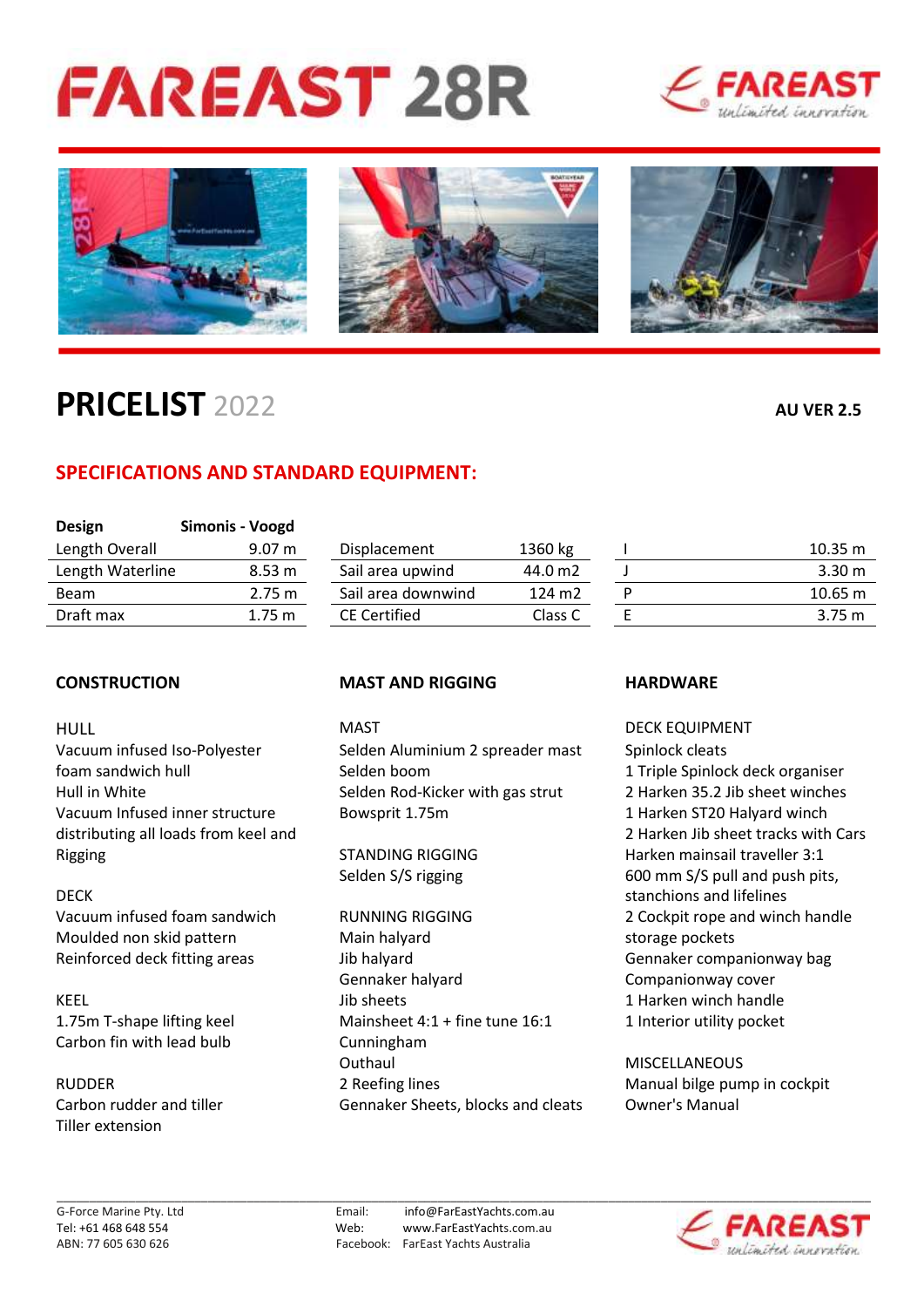# FAREAST 28R

## PRICELIST 2022

**AU VER 2.5**

## SPECIFICATIONS AND STANDARD EQUIPMENT:

| **Design** | **Simonis - Voogd** |
|---|---|
| Length Overall | 9.07 m |
| Length Waterline | 8.53 m |
| Beam | 2.75 m |
| Draft max | 1.75 m |

| | |
|---|---|
| Displacement | 1360 kg |
| Sail area upwind | 44.0 m2 |
| Sail area downwind | 124 m2 |
| CE Certified | Class C |

| | |
|---|---|
| I | 10.35 m |
| J | 3.30 m |
| P | 10.65 m |
| E | 3.75 m |

### CONSTRUCTION

HULL
Vacuum infused Iso-Polyester foam sandwich hull
Hull in White
Vacuum Infused inner structure distributing all loads from keel and Rigging

DECK
Vacuum infused foam sandwich
Moulded non skid pattern
Reinforced deck fitting areas

KEEL
1.75m T-shape lifting keel
Carbon fin with lead bulb

RUDDER
Carbon rudder and tiller
Tiller extension

### MAST AND RIGGING

MAST
Selden Aluminium 2 spreader mast
Selden boom
Selden Rod-Kicker with gas strut
Bowsprit 1.75m

STANDING RIGGING
Selden S/S rigging

RUNNING RIGGING
Main halyard
Jib halyard
Gennaker halyard
Jib sheets
Mainsheet 4:1 + fine tune 16:1
Cunningham
Outhaul
2 Reefing lines
Gennaker Sheets, blocks and cleats

### HARDWARE

DECK EQUIPMENT
Spinlock cleats
1 Triple Spinlock deck organiser
2 Harken 35.2 Jib sheet winches
1 Harken ST20 Halyard winch
2 Harken Jib sheet tracks with Cars
Harken mainsail traveller 3:1
600 mm S/S pull and push pits, stanchions and lifelines
2 Cockpit rope and winch handle storage pockets
Gennaker companionway bag
Companionway cover
1 Harken winch handle
1 Interior utility pocket

MISCELLANEOUS
Manual bilge pump in cockpit
Owner's Manual

G-Force Marine Pty. Ltd
Tel: +61 468 648 554
ABN: 77 605 630 626

Email: info@FarEastYachts.com.au
Web: www.FarEastYachts.com.au
Facebook: FarEast Yachts Australia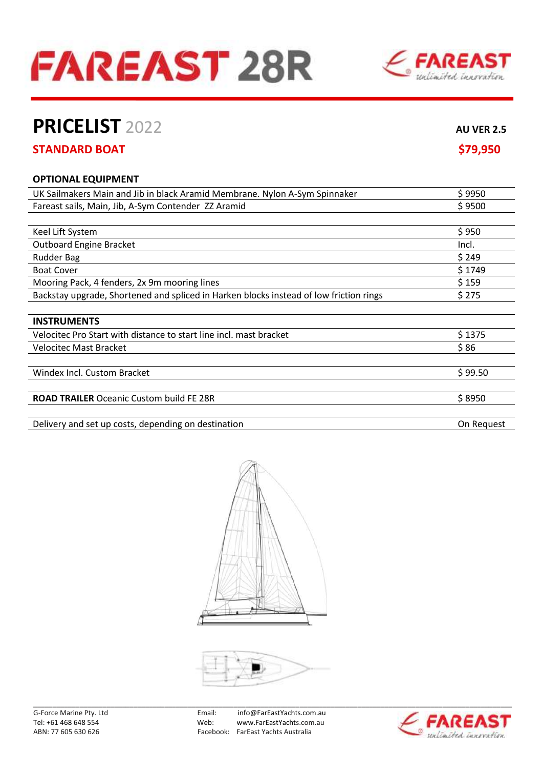# FAREAST 28R

## PRICELIST 2022

**AU VER 2.5**

**STANDARD BOAT** **$79,950**

**OPTIONAL EQUIPMENT**

| | |
|---|---|
| UK Sailmakers Main and Jib in black Aramid Membrane. Nylon A-Sym Spinnaker | $ 9950 |
| Fareast sails, Main, Jib, A-Sym Contender ZZ Aramid | $ 9500 |
| | |
| Keel Lift System | $ 950 |
| Outboard Engine Bracket | Incl. |
| Rudder Bag | $ 249 |
| Boat Cover | $ 1749 |
| Mooring Pack, 4 fenders, 2x 9m mooring lines | $ 159 |
| Backstay upgrade, Shortened and spliced in Harken blocks instead of low friction rings | $ 275 |
| | |
| **INSTRUMENTS** | |
| Velocitec Pro Start with distance to start line incl. mast bracket | $ 1375 |
| Velocitec Mast Bracket | $ 86 |
| | |
| Windex Incl. Custom Bracket | $ 99.50 |
| | |
| **ROAD TRAILER** Oceanic Custom build FE 28R | $ 8950 |
| | |
| Delivery and set up costs, depending on destination | On Request |

G-Force Marine Pty. Ltd
Tel: +61 468 648 554
ABN: 77 605 630 626

Email: info@FarEastYachts.com.au
Web: www.FarEastYachts.com.au
Facebook: FarEast Yachts Australia